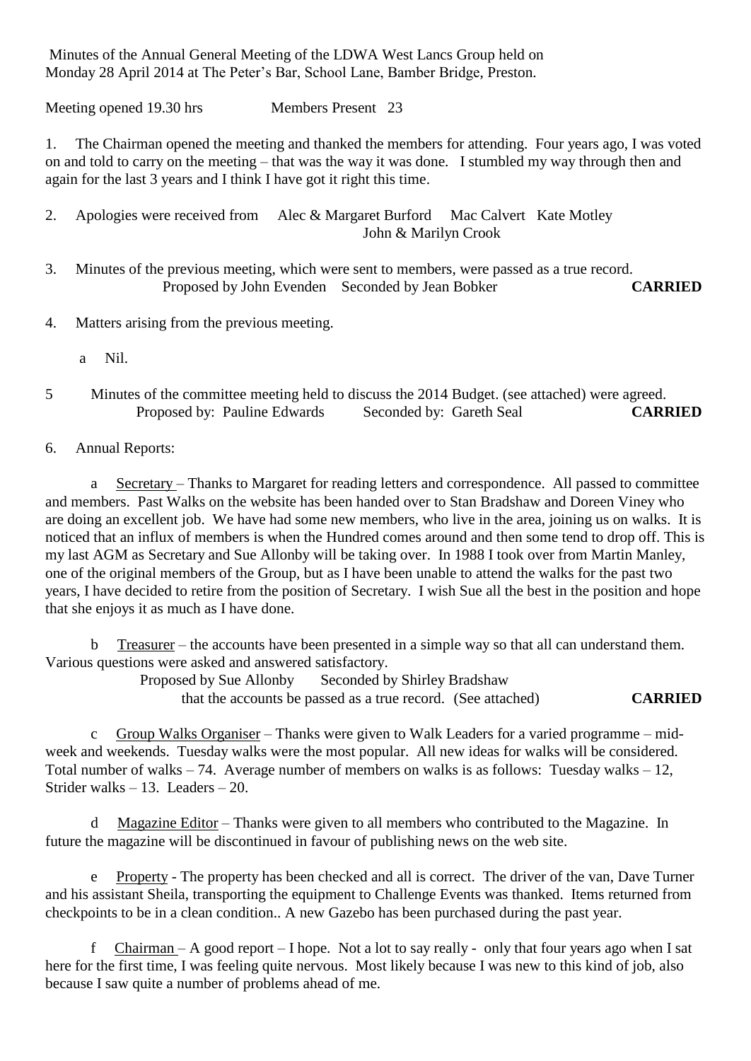Minutes of the Annual General Meeting of the LDWA West Lancs Group held on Monday 28 April 2014 at The Peter's Bar, School Lane, Bamber Bridge, Preston.

Meeting opened 19.30 hrs Members Present 23

1. The Chairman opened the meeting and thanked the members for attending. Four years ago, I was voted on and told to carry on the meeting – that was the way it was done. I stumbled my way through then and again for the last 3 years and I think I have got it right this time.

2. Apologies were received from Alec & Margaret Burford Mac Calvert Kate Motley John & Marilyn Crook

3. Minutes of the previous meeting, which were sent to members, were passed as a true record.
Proposed by John Evenden Seconded by Jean Bobker **CARRIED**

4. Matters arising from the previous meeting.

   a Nil.

5 Minutes of the committee meeting held to discuss the 2014 Budget. (see attached) were agreed.
Proposed by: Pauline Edwards Seconded by: Gareth Seal **CARRIED**

6. Annual Reports:

   a Secretary – Thanks to Margaret for reading letters and correspondence. All passed to committee and members. Past Walks on the website has been handed over to Stan Bradshaw and Doreen Viney who are doing an excellent job. We have had some new members, who live in the area, joining us on walks. It is noticed that an influx of members is when the Hundred comes around and then some tend to drop off. This is my last AGM as Secretary and Sue Allonby will be taking over. In 1988 I took over from Martin Manley, one of the original members of the Group, but as I have been unable to attend the walks for the past two years, I have decided to retire from the position of Secretary. I wish Sue all the best in the position and hope that she enjoys it as much as I have done.

   b Treasurer – the accounts have been presented in a simple way so that all can understand them. Various questions were asked and answered satisfactory.
   Proposed by Sue Allonby Seconded by Shirley Bradshaw
   that the accounts be passed as a true record. (See attached) **CARRIED**

   c Group Walks Organiser – Thanks were given to Walk Leaders for a varied programme – mid-week and weekends. Tuesday walks were the most popular. All new ideas for walks will be considered. Total number of walks – 74. Average number of members on walks is as follows: Tuesday walks – 12, Strider walks – 13. Leaders – 20.

   d Magazine Editor – Thanks were given to all members who contributed to the Magazine. In future the magazine will be discontinued in favour of publishing news on the web site.

   e Property - The property has been checked and all is correct. The driver of the van, Dave Turner and his assistant Sheila, transporting the equipment to Challenge Events was thanked. Items returned from checkpoints to be in a clean condition.. A new Gazebo has been purchased during the past year.

   f Chairman – A good report – I hope. Not a lot to say really - only that four years ago when I sat here for the first time, I was feeling quite nervous. Most likely because I was new to this kind of job, also because I saw quite a number of problems ahead of me.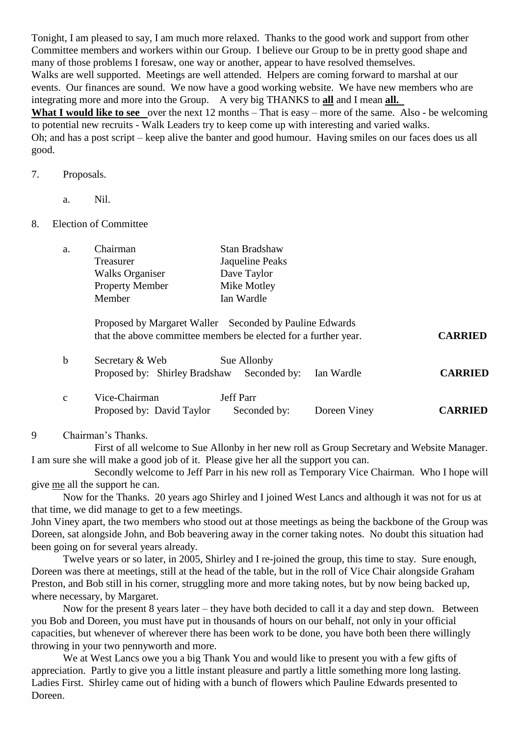Tonight, I am pleased to say, I am much more relaxed. Thanks to the good work and support from other Committee members and workers within our Group. I believe our Group to be in pretty good shape and many of those problems I foresaw, one way or another, appear to have resolved themselves.
Walks are well supported. Meetings are well attended. Helpers are coming forward to marshal at our events. Our finances are sound. We now have a good working website. We have new members who are integrating more and more into the Group. A very big THANKS to **all** and I mean **all.**
**What I would like to see** over the next 12 months – That is easy – more of the same. Also - be welcoming to potential new recruits - Walk Leaders try to keep come up with interesting and varied walks.
Oh; and has a post script – keep alive the banter and good humour. Having smiles on our faces does us all good.

7. Proposals.

   a. Nil.

8. Election of Committee

   a.

| | |
|---|---|
| Chairman | Stan Bradshaw |
| Treasurer | Jaqueline Peaks |
| Walks Organiser | Dave Taylor |
| Property Member | Mike Motley |
| Member | Ian Wardle |

   Proposed by Margaret Waller Seconded by Pauline Edwards
   that the above committee members be elected for a further year. **CARRIED**

   b Secretary & Web Sue Allonby
   Proposed by: Shirley Bradshaw Seconded by: Ian Wardle **CARRIED**

   c Vice-Chairman Jeff Parr
   Proposed by: David Taylor Seconded by: Doreen Viney **CARRIED**

9 Chairman's Thanks.

First of all welcome to Sue Allonby in her new roll as Group Secretary and Website Manager. I am sure she will make a good job of it. Please give her all the support you can.

Secondly welcome to Jeff Parr in his new roll as Temporary Vice Chairman. Who I hope will give me all the support he can.

Now for the Thanks. 20 years ago Shirley and I joined West Lancs and although it was not for us at that time, we did manage to get to a few meetings.
John Viney apart, the two members who stood out at those meetings as being the backbone of the Group was Doreen, sat alongside John, and Bob beavering away in the corner taking notes. No doubt this situation had been going on for several years already.

Twelve years or so later, in 2005, Shirley and I re-joined the group, this time to stay. Sure enough, Doreen was there at meetings, still at the head of the table, but in the roll of Vice Chair alongside Graham Preston, and Bob still in his corner, struggling more and more taking notes, but by now being backed up, where necessary, by Margaret.

Now for the present 8 years later – they have both decided to call it a day and step down. Between you Bob and Doreen, you must have put in thousands of hours on our behalf, not only in your official capacities, but whenever of wherever there has been work to be done, you have both been there willingly throwing in your two pennyworth and more.

We at West Lancs owe you a big Thank You and would like to present you with a few gifts of appreciation. Partly to give you a little instant pleasure and partly a little something more long lasting. Ladies First. Shirley came out of hiding with a bunch of flowers which Pauline Edwards presented to Doreen.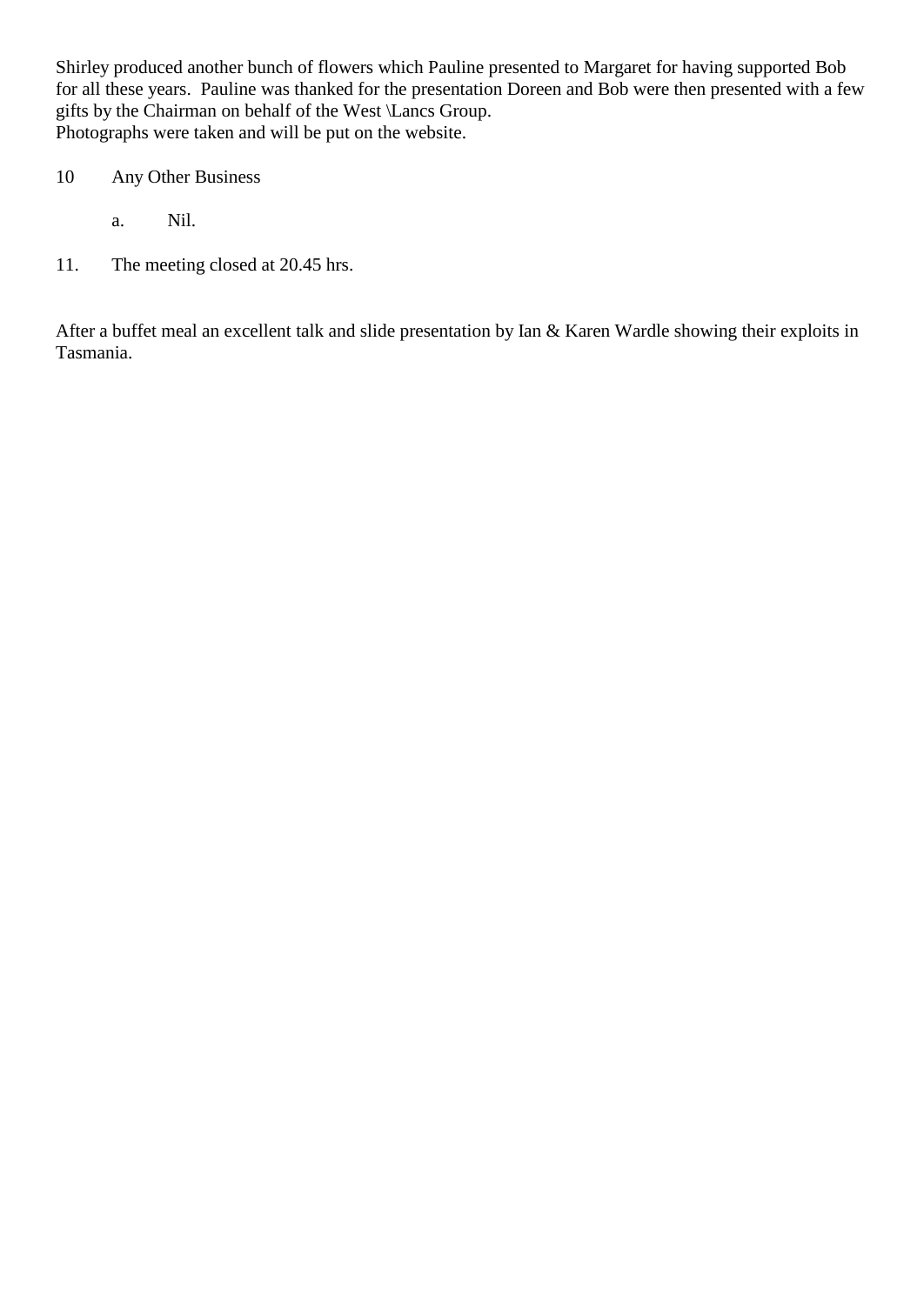Shirley produced another bunch of flowers which Pauline presented to Margaret for having supported Bob for all these years. Pauline was thanked for the presentation Doreen and Bob were then presented with a few gifts by the Chairman on behalf of the West \Lancs Group.
Photographs were taken and will be put on the website.

10 Any Other Business

a. Nil.

11. The meeting closed at 20.45 hrs.

After a buffet meal an excellent talk and slide presentation by Ian & Karen Wardle showing their exploits in Tasmania.